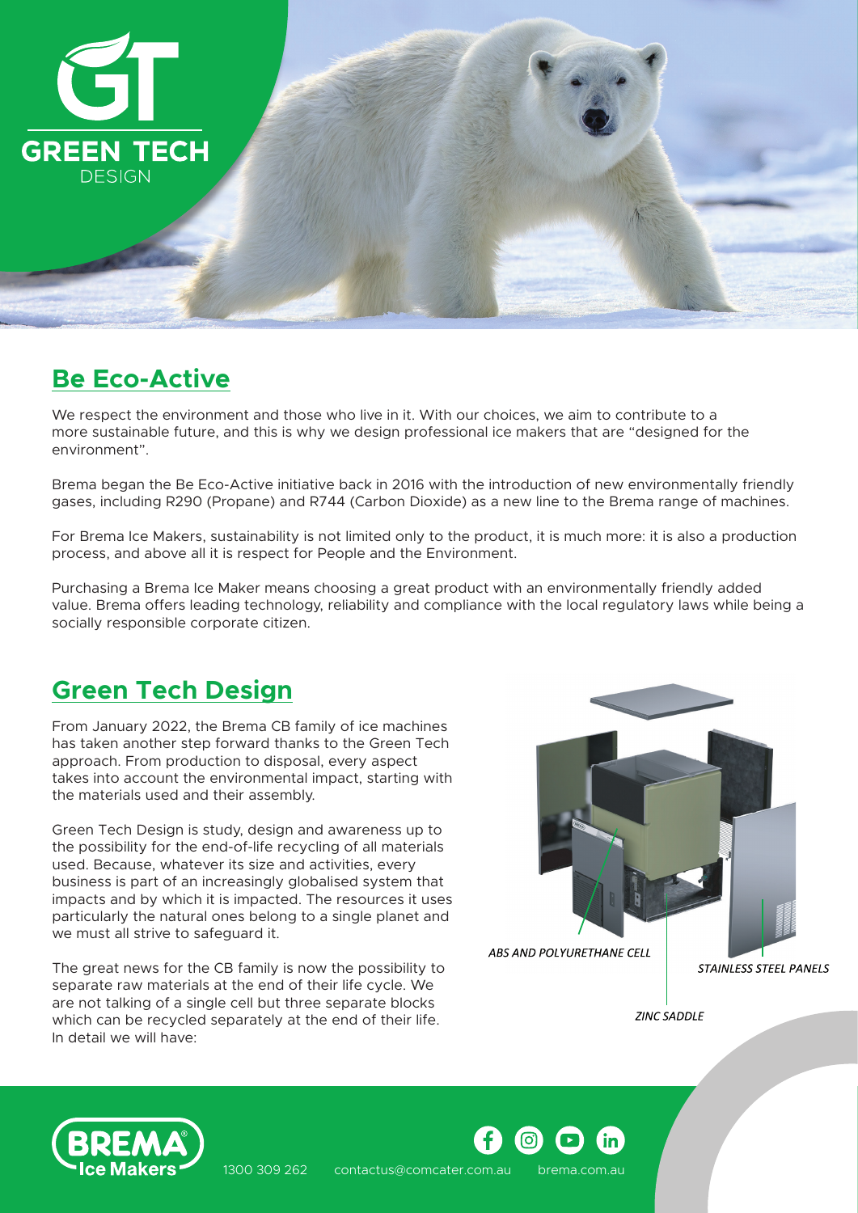GREEN TECH
DESIGN

## Be Eco-Active

We respect the environment and those who live in it. With our choices, we aim to contribute to a more sustainable future, and this is why we design professional ice makers that are “designed for the environment”.

Brema began the Be Eco-Active initiative back in 2016 with the introduction of new environmentally friendly gases, including R290 (Propane) and R744 (Carbon Dioxide) as a new line to the Brema range of machines.

For Brema Ice Makers, sustainability is not limited only to the product, it is much more: it is also a production process, and above all it is respect for People and the Environment.

Purchasing a Brema Ice Maker means choosing a great product with an environmentally friendly added value. Brema offers leading technology, reliability and compliance with the local regulatory laws while being a socially responsible corporate citizen.

## Green Tech Design

From January 2022, the Brema CB family of ice machines has taken another step forward thanks to the Green Tech approach. From production to disposal, every aspect takes into account the environmental impact, starting with the materials used and their assembly.

Green Tech Design is study, design and awareness up to the possibility for the end-of-life recycling of all materials used. Because, whatever its size and activities, every business is part of an increasingly globalised system that impacts and by which it is impacted. The resources it uses particularly the natural ones belong to a single planet and we must all strive to safeguard it.

The great news for the CB family is now the possibility to separate raw materials at the end of their life cycle. We are not talking of a single cell but three separate blocks which can be recycled separately at the end of their life. In detail we will have:

*ABS AND POLYURETHANE CELL*

*STAINLESS STEEL PANELS*

*ZINC SADDLE*

1300 309 262 contactus@comcater.com.au brema.com.au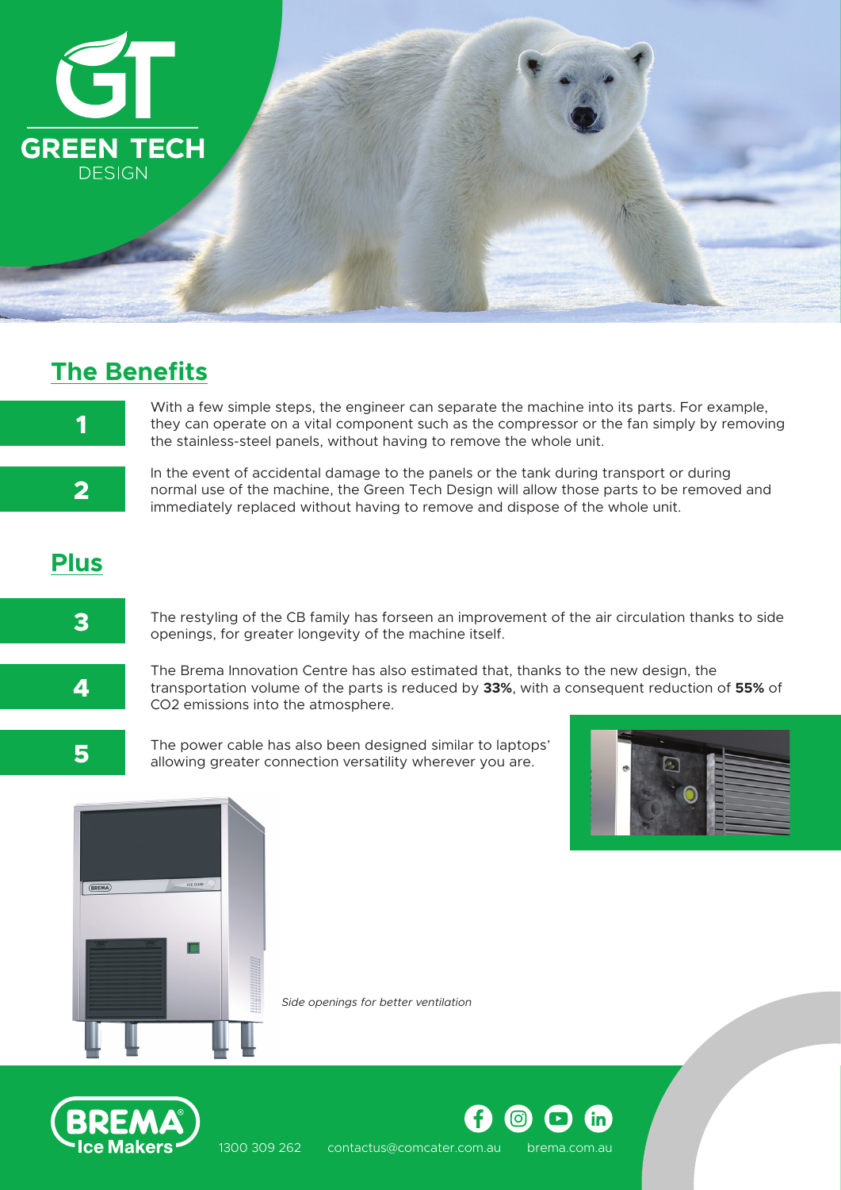GREEN TECH
DESIGN

## The Benefits

**1**

With a few simple steps, the engineer can separate the machine into its parts. For example, they can operate on a vital component such as the compressor or the fan simply by removing the stainless-steel panels, without having to remove the whole unit.

**2**

In the event of accidental damage to the panels or the tank during transport or during normal use of the machine, the Green Tech Design will allow those parts to be removed and immediately replaced without having to remove and dispose of the whole unit.

## Plus

**3**

The restyling of the CB family has forseen an improvement of the air circulation thanks to side openings, for greater longevity of the machine itself.

**4**

The Brema Innovation Centre has also estimated that, thanks to the new design, the transportation volume of the parts is reduced by **33%**, with a consequent reduction of **55%** of $CO_2$ emissions into the atmosphere.

**5**

The power cable has also been designed similar to laptops' allowing greater connection versatility wherever you are.

*Side openings for better ventilation*

BREMA Ice Makers

1300 309 262 contactus@comcater.com.au brema.com.au